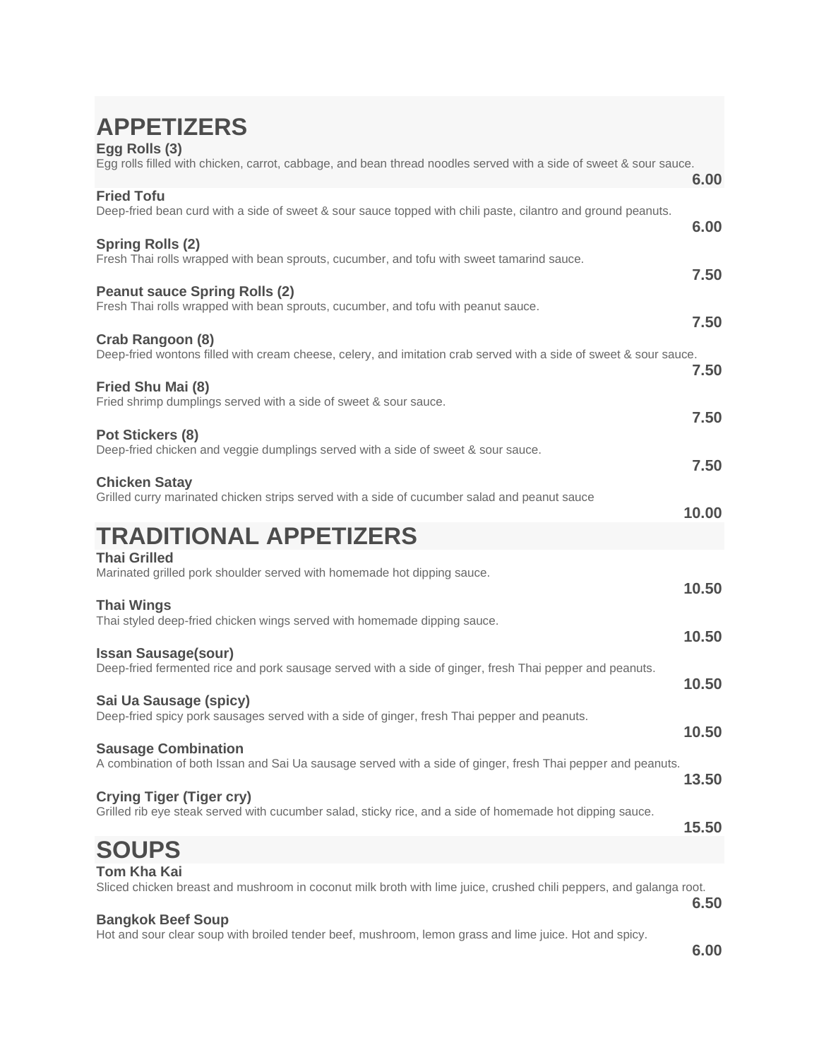# APPETIZERS

**Egg Rolls (3)**
Egg rolls filled with chicken, carrot, cabbage, and bean thread noodles served with a side of sweet & sour sauce.
**6.00**

**Fried Tofu**
Deep-fried bean curd with a side of sweet & sour sauce topped with chili paste, cilantro and ground peanuts.
**6.00**

**Spring Rolls (2)**
Fresh Thai rolls wrapped with bean sprouts, cucumber, and tofu with sweet tamarind sauce.
**7.50**

**Peanut sauce Spring Rolls (2)**
Fresh Thai rolls wrapped with bean sprouts, cucumber, and tofu with peanut sauce.
**7.50**

**Crab Rangoon (8)**
Deep-fried wontons filled with cream cheese, celery, and imitation crab served with a side of sweet & sour sauce.
**7.50**

**Fried Shu Mai (8)**
Fried shrimp dumplings served with a side of sweet & sour sauce.
**7.50**

**Pot Stickers (8)**
Deep-fried chicken and veggie dumplings served with a side of sweet & sour sauce.
**7.50**

**Chicken Satay**
Grilled curry marinated chicken strips served with a side of cucumber salad and peanut sauce
**10.00**

# TRADITIONAL APPETIZERS

**Thai Grilled**
Marinated grilled pork shoulder served with homemade hot dipping sauce.
**10.50**

**Thai Wings**
Thai styled deep-fried chicken wings served with homemade dipping sauce.
**10.50**

**Issan Sausage(sour)**
Deep-fried fermented rice and pork sausage served with a side of ginger, fresh Thai pepper and peanuts.
**10.50**

**Sai Ua Sausage (spicy)**
Deep-fried spicy pork sausages served with a side of ginger, fresh Thai pepper and peanuts.
**10.50**

**Sausage Combination**
A combination of both Issan and Sai Ua sausage served with a side of ginger, fresh Thai pepper and peanuts.
**13.50**

**Crying Tiger (Tiger cry)**
Grilled rib eye steak served with cucumber salad, sticky rice, and a side of homemade hot dipping sauce.
**15.50**

# SOUPS

**Tom Kha Kai**
Sliced chicken breast and mushroom in coconut milk broth with lime juice, crushed chili peppers, and galanga root.
**6.50**

**Bangkok Beef Soup**
Hot and sour clear soup with broiled tender beef, mushroom, lemon grass and lime juice. Hot and spicy.
**6.00**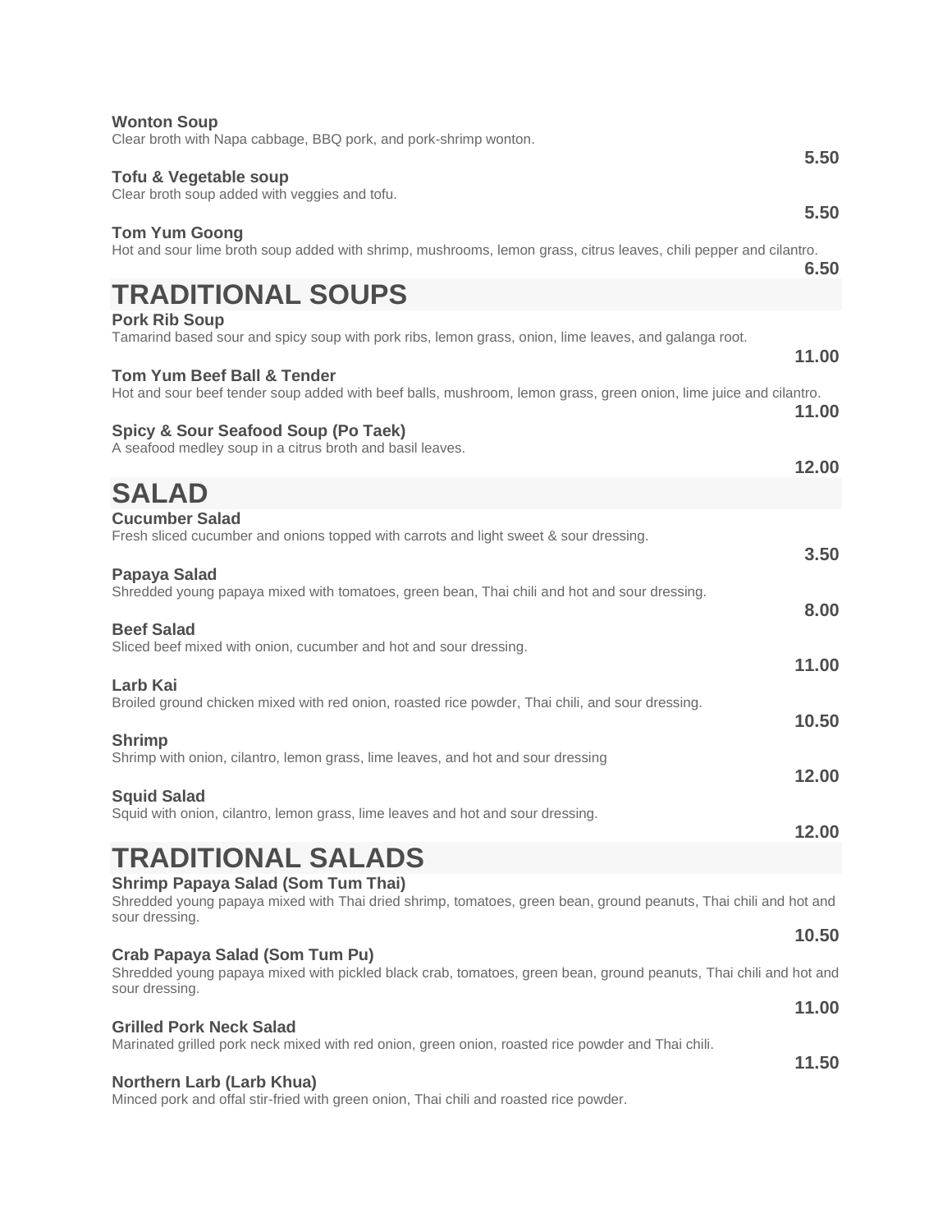**Wonton Soup**
Clear broth with Napa cabbage, BBQ pork, and pork-shrimp wonton.
**5.50**

**Tofu & Vegetable soup**
Clear broth soup added with veggies and tofu.
**5.50**

**Tom Yum Goong**
Hot and sour lime broth soup added with shrimp, mushrooms, lemon grass, citrus leaves, chili pepper and cilantro.
**6.50**

# TRADITIONAL SOUPS

**Pork Rib Soup**
Tamarind based sour and spicy soup with pork ribs, lemon grass, onion, lime leaves, and galanga root.
**11.00**

**Tom Yum Beef Ball & Tender**
Hot and sour beef tender soup added with beef balls, mushroom, lemon grass, green onion, lime juice and cilantro.
**11.00**

**Spicy & Sour Seafood Soup (Po Taek)**
A seafood medley soup in a citrus broth and basil leaves.
**12.00**

# SALAD

**Cucumber Salad**
Fresh sliced cucumber and onions topped with carrots and light sweet & sour dressing.
**3.50**

**Papaya Salad**
Shredded young papaya mixed with tomatoes, green bean, Thai chili and hot and sour dressing.
**8.00**

**Beef Salad**
Sliced beef mixed with onion, cucumber and hot and sour dressing.
**11.00**

**Larb Kai**
Broiled ground chicken mixed with red onion, roasted rice powder, Thai chili, and sour dressing.
**10.50**

**Shrimp**
Shrimp with onion, cilantro, lemon grass, lime leaves, and hot and sour dressing
**12.00**

**Squid Salad**
Squid with onion, cilantro, lemon grass, lime leaves and hot and sour dressing.
**12.00**

# TRADITIONAL SALADS

**Shrimp Papaya Salad (Som Tum Thai)**
Shredded young papaya mixed with Thai dried shrimp, tomatoes, green bean, ground peanuts, Thai chili and hot and sour dressing.
**10.50**

**Crab Papaya Salad (Som Tum Pu)**
Shredded young papaya mixed with pickled black crab, tomatoes, green bean, ground peanuts, Thai chili and hot and sour dressing.
**11.00**

**Grilled Pork Neck Salad**
Marinated grilled pork neck mixed with red onion, green onion, roasted rice powder and Thai chili.
**11.50**

**Northern Larb (Larb Khua)**
Minced pork and offal stir-fried with green onion, Thai chili and roasted rice powder.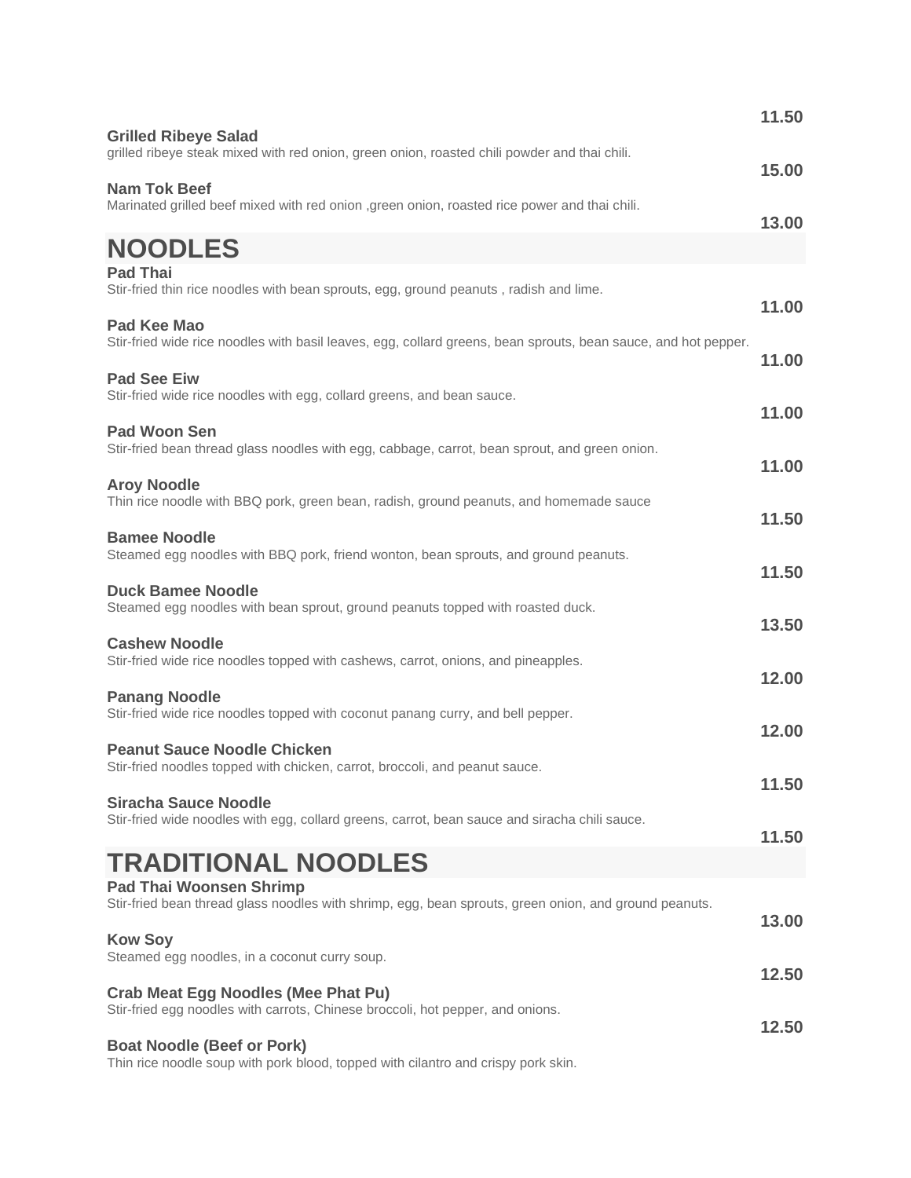11.50

**Grilled Ribeye Salad**
grilled ribeye steak mixed with red onion, green onion, roasted chili powder and thai chili.

15.00

**Nam Tok Beef**
Marinated grilled beef mixed with red onion ,green onion, roasted rice power and thai chili.

13.00

## NOODLES

**Pad Thai**
Stir-fried thin rice noodles with bean sprouts, egg, ground peanuts , radish and lime.

11.00

**Pad Kee Mao**
Stir-fried wide rice noodles with basil leaves, egg, collard greens, bean sprouts, bean sauce, and hot pepper.

11.00

**Pad See Eiw**
Stir-fried wide rice noodles with egg, collard greens, and bean sauce.

11.00

**Pad Woon Sen**
Stir-fried bean thread glass noodles with egg, cabbage, carrot, bean sprout, and green onion.

11.00

**Aroy Noodle**
Thin rice noodle with BBQ pork, green bean, radish, ground peanuts, and homemade sauce

11.50

**Bamee Noodle**
Steamed egg noodles with BBQ pork, friend wonton, bean sprouts, and ground peanuts.

11.50

**Duck Bamee Noodle**
Steamed egg noodles with bean sprout, ground peanuts topped with roasted duck.

13.50

**Cashew Noodle**
Stir-fried wide rice noodles topped with cashews, carrot, onions, and pineapples.

12.00

**Panang Noodle**
Stir-fried wide rice noodles topped with coconut panang curry, and bell pepper.

12.00

**Peanut Sauce Noodle Chicken**
Stir-fried noodles topped with chicken, carrot, broccoli, and peanut sauce.

11.50

**Siracha Sauce Noodle**
Stir-fried wide noodles with egg, collard greens, carrot, bean sauce and siracha chili sauce.

11.50

## TRADITIONAL NOODLES

**Pad Thai Woonsen Shrimp**
Stir-fried bean thread glass noodles with shrimp, egg, bean sprouts, green onion, and ground peanuts.

13.00

**Kow Soy**
Steamed egg noodles, in a coconut curry soup.

12.50

**Crab Meat Egg Noodles (Mee Phat Pu)**
Stir-fried egg noodles with carrots, Chinese broccoli, hot pepper, and onions.

12.50

**Boat Noodle (Beef or Pork)**
Thin rice noodle soup with pork blood, topped with cilantro and crispy pork skin.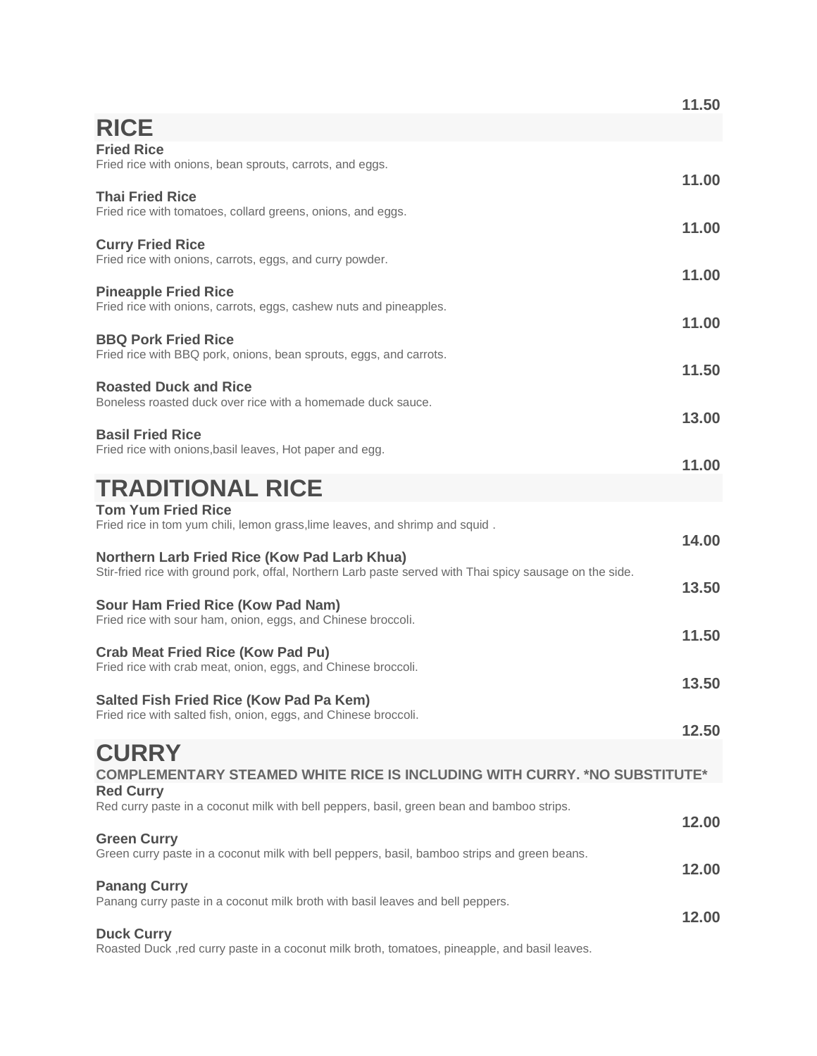11.50

# RICE

**Fried Rice**
Fried rice with onions, bean sprouts, carrots, and eggs.

11.00

**Thai Fried Rice**
Fried rice with tomatoes, collard greens, onions, and eggs.

11.00

**Curry Fried Rice**
Fried rice with onions, carrots, eggs, and curry powder.

11.00

**Pineapple Fried Rice**
Fried rice with onions, carrots, eggs, cashew nuts and pineapples.

11.00

**BBQ Pork Fried Rice**
Fried rice with BBQ pork, onions, bean sprouts, eggs, and carrots.

11.50

**Roasted Duck and Rice**
Boneless roasted duck over rice with a homemade duck sauce.

13.00

**Basil Fried Rice**
Fried rice with onions,basil leaves, Hot paper and egg.

11.00

# TRADITIONAL RICE

**Tom Yum Fried Rice**
Fried rice in tom yum chili, lemon grass,lime leaves, and shrimp and squid .

14.00

**Northern Larb Fried Rice (Kow Pad Larb Khua)**
Stir-fried rice with ground pork, offal, Northern Larb paste served with Thai spicy sausage on the side.

13.50

**Sour Ham Fried Rice (Kow Pad Nam)**
Fried rice with sour ham, onion, eggs, and Chinese broccoli.

11.50

**Crab Meat Fried Rice (Kow Pad Pu)**
Fried rice with crab meat, onion, eggs, and Chinese broccoli.

13.50

**Salted Fish Fried Rice (Kow Pad Pa Kem)**
Fried rice with salted fish, onion, eggs, and Chinese broccoli.

12.50

# CURRY

**COMPLEMENTARY STEAMED WHITE RICE IS INCLUDING WITH CURRY. *NO SUBSTITUTE***

**Red Curry**
Red curry paste in a coconut milk with bell peppers, basil, green bean and bamboo strips.

12.00

**Green Curry**
Green curry paste in a coconut milk with bell peppers, basil, bamboo strips and green beans.

12.00

**Panang Curry**
Panang curry paste in a coconut milk broth with basil leaves and bell peppers.

12.00

**Duck Curry**
Roasted Duck ,red curry paste in a coconut milk broth, tomatoes, pineapple, and basil leaves.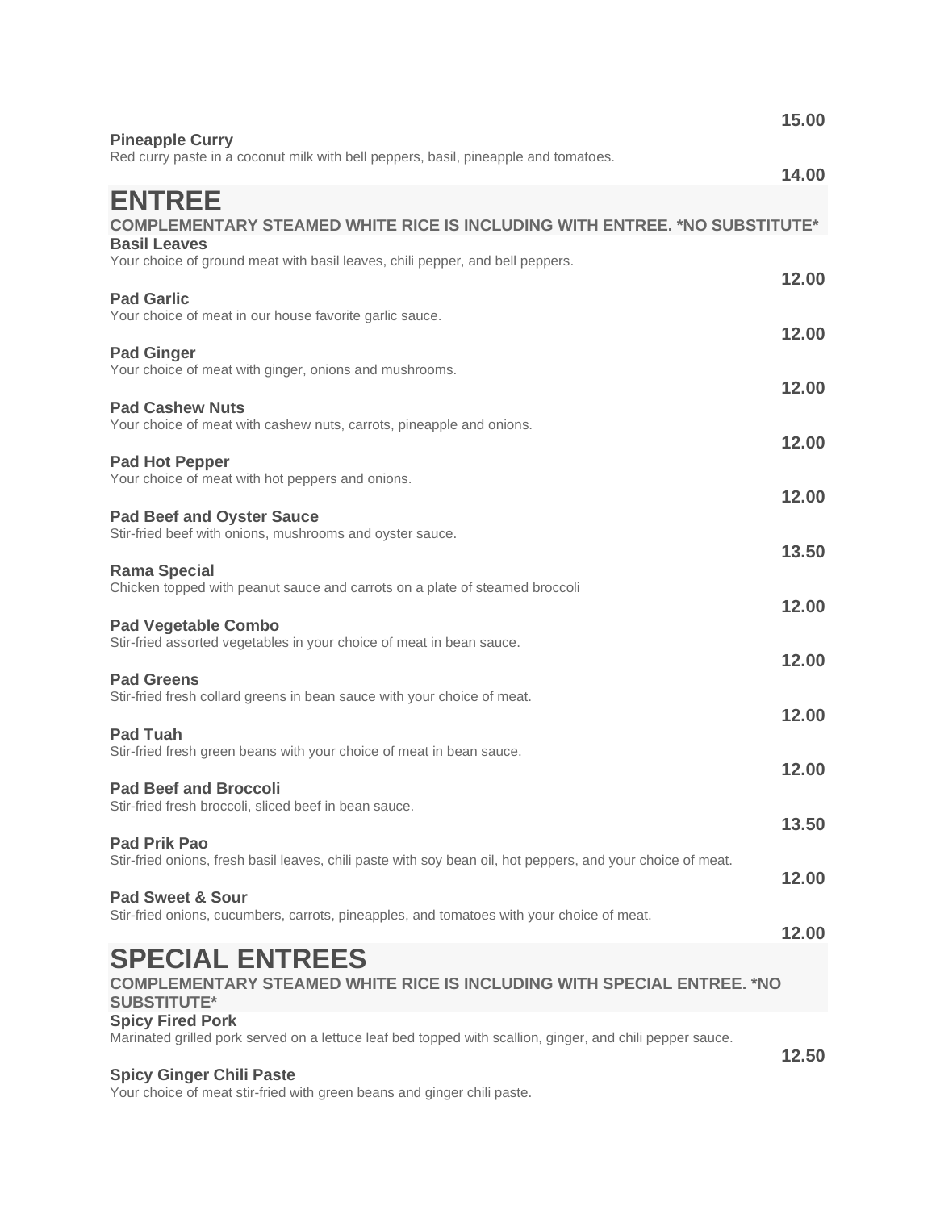**15.00**

**Pineapple Curry**
Red curry paste in a coconut milk with bell peppers, basil, pineapple and tomatoes.

**14.00**

# ENTREE

**COMPLEMENTARY STEAMED WHITE RICE IS INCLUDING WITH ENTREE. *NO SUBSTITUTE***

**Basil Leaves**
Your choice of ground meat with basil leaves, chili pepper, and bell peppers.

**12.00**

**Pad Garlic**
Your choice of meat in our house favorite garlic sauce.

**12.00**

**Pad Ginger**
Your choice of meat with ginger, onions and mushrooms.

**12.00**

**Pad Cashew Nuts**
Your choice of meat with cashew nuts, carrots, pineapple and onions.

**12.00**

**Pad Hot Pepper**
Your choice of meat with hot peppers and onions.

**12.00**

**Pad Beef and Oyster Sauce**
Stir-fried beef with onions, mushrooms and oyster sauce.

**13.50**

**Rama Special**
Chicken topped with peanut sauce and carrots on a plate of steamed broccoli

**12.00**

**Pad Vegetable Combo**
Stir-fried assorted vegetables in your choice of meat in bean sauce.

**12.00**

**Pad Greens**
Stir-fried fresh collard greens in bean sauce with your choice of meat.

**12.00**

**Pad Tuah**
Stir-fried fresh green beans with your choice of meat in bean sauce.

**12.00**

**Pad Beef and Broccoli**
Stir-fried fresh broccoli, sliced beef in bean sauce.

**13.50**

**Pad Prik Pao**
Stir-fried onions, fresh basil leaves, chili paste with soy bean oil, hot peppers, and your choice of meat.

**12.00**

**Pad Sweet & Sour**
Stir-fried onions, cucumbers, carrots, pineapples, and tomatoes with your choice of meat.

**12.00**

# SPECIAL ENTREES

**COMPLEMENTARY STEAMED WHITE RICE IS INCLUDING WITH SPECIAL ENTREE. *NO SUBSTITUTE***

**Spicy Fired Pork**
Marinated grilled pork served on a lettuce leaf bed topped with scallion, ginger, and chili pepper sauce.

**12.50**

**Spicy Ginger Chili Paste**
Your choice of meat stir-fried with green beans and ginger chili paste.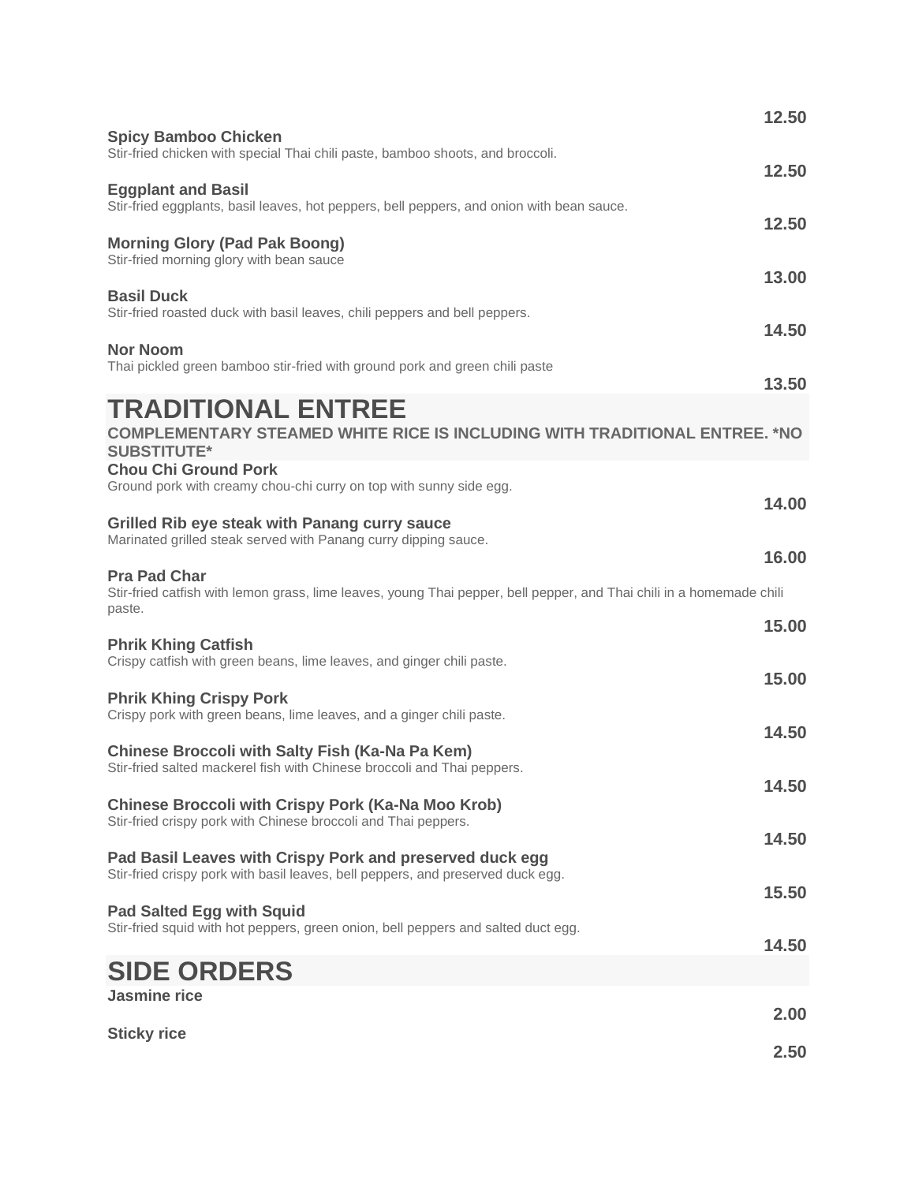**12.50**

**Spicy Bamboo Chicken**
Stir-fried chicken with special Thai chili paste, bamboo shoots, and broccoli.

**12.50**

**Eggplant and Basil**
Stir-fried eggplants, basil leaves, hot peppers, bell peppers, and onion with bean sauce.

**12.50**

**Morning Glory (Pad Pak Boong)**
Stir-fried morning glory with bean sauce

**13.00**

**Basil Duck**
Stir-fried roasted duck with basil leaves, chili peppers and bell peppers.

**14.50**

**Nor Noom**
Thai pickled green bamboo stir-fried with ground pork and green chili paste

**13.50**

# TRADITIONAL ENTREE

**COMPLEMENTARY STEAMED WHITE RICE IS INCLUDING WITH TRADITIONAL ENTREE. *NO SUBSTITUTE***

**Chou Chi Ground Pork**
Ground pork with creamy chou-chi curry on top with sunny side egg.

**14.00**

**Grilled Rib eye steak with Panang curry sauce**
Marinated grilled steak served with Panang curry dipping sauce.

**16.00**

**Pra Pad Char**
Stir-fried catfish with lemon grass, lime leaves, young Thai pepper, bell pepper, and Thai chili in a homemade chili paste.

**15.00**

**Phrik Khing Catfish**
Crispy catfish with green beans, lime leaves, and ginger chili paste.

**15.00**

**Phrik Khing Crispy Pork**
Crispy pork with green beans, lime leaves, and a ginger chili paste.

**14.50**

**Chinese Broccoli with Salty Fish (Ka-Na Pa Kem)**
Stir-fried salted mackerel fish with Chinese broccoli and Thai peppers.

**14.50**

**Chinese Broccoli with Crispy Pork (Ka-Na Moo Krob)**
Stir-fried crispy pork with Chinese broccoli and Thai peppers.

**14.50**

**Pad Basil Leaves with Crispy Pork and preserved duck egg**
Stir-fried crispy pork with basil leaves, bell peppers, and preserved duck egg.

**15.50**

**Pad Salted Egg with Squid**
Stir-fried squid with hot peppers, green onion, bell peppers and salted duct egg.

**14.50**

# SIDE ORDERS

**Jasmine rice**

**2.00**

**Sticky rice**

**2.50**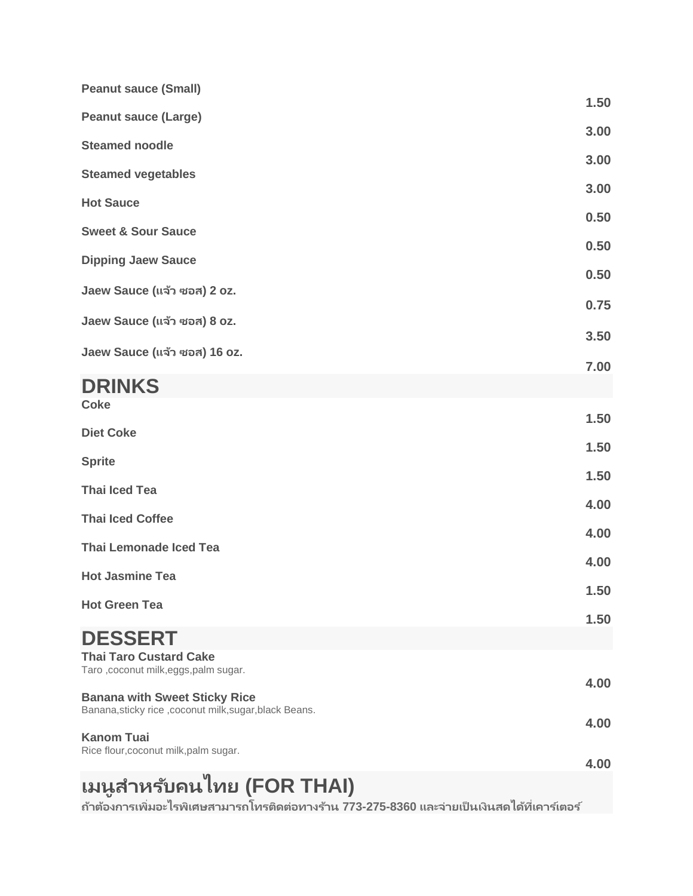**Peanut sauce (Small)** 1.50

**Peanut sauce (Large)** 3.00

**Steamed noodle** 3.00

**Steamed vegetables** 3.00

**Hot Sauce** 0.50

**Sweet & Sour Sauce** 0.50

**Dipping Jaew Sauce** 0.50

**Jaew Sauce (แจ้ว ซอส) 2 oz.** 0.75

**Jaew Sauce (แจ้ว ซอส) 8 oz.** 3.50

**Jaew Sauce (แจ้ว ซอส) 16 oz.** 7.00

# DRINKS

**Coke** 1.50

**Diet Coke** 1.50

**Sprite** 1.50

**Thai Iced Tea** 4.00

**Thai Iced Coffee** 4.00

**Thai Lemonade Iced Tea** 4.00

**Hot Jasmine Tea** 1.50

**Hot Green Tea** 1.50

# DESSERT

**Thai Taro Custard Cake**
Taro ,coconut milk,eggs,palm sugar.
4.00

**Banana with Sweet Sticky Rice**
Banana,sticky rice ,coconut milk,sugar,black Beans.
4.00

**Kanom Tuai**
Rice flour,coconut milk,palm sugar.
4.00

# เมนูสำหรับคนไทย (FOR THAI)

**ถ้าต้องการเพิ่มอะไรพิเศษสามารถโทรติดต่อทางร้าน 773-275-8360 และจ่ายเป็นเงินสดได้ที่เคาร์เตอร์**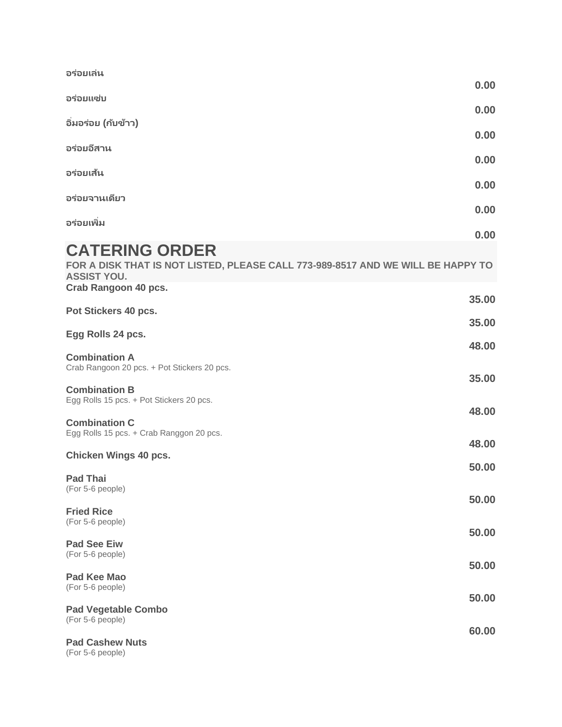**อร่อยเล่น**

**0.00**

**อร่อยแซ่บ**

**0.00**

**อิ่มอร่อย (กับข้าว)**

**0.00**

**อร่อยอีสาน**

**0.00**

**อร่อยเส้น**

**0.00**

**อร่อยจานเดียว**

**0.00**

**อร่อยเพิ่ม**

**0.00**

# CATERING ORDER

**FOR A DISK THAT IS NOT LISTED, PLEASE CALL 773-989-8517 AND WE WILL BE HAPPY TO ASSIST YOU.**

**Crab Rangoon 40 pcs.**

**35.00**

**Pot Stickers 40 pcs.**

**35.00**

**Egg Rolls 24 pcs.**

**48.00**

**Combination A**
Crab Rangoon 20 pcs. + Pot Stickers 20 pcs.

**35.00**

**Combination B**
Egg Rolls 15 pcs. + Pot Stickers 20 pcs.

**48.00**

**Combination C**
Egg Rolls 15 pcs. + Crab Ranggon 20 pcs.

**48.00**

**Chicken Wings 40 pcs.**

**50.00**

**Pad Thai**
(For 5-6 people)

**50.00**

**Fried Rice**
(For 5-6 people)

**50.00**

**Pad See Eiw**
(For 5-6 people)

**50.00**

**Pad Kee Mao**
(For 5-6 people)

**50.00**

**Pad Vegetable Combo**
(For 5-6 people)

**60.00**

**Pad Cashew Nuts**
(For 5-6 people)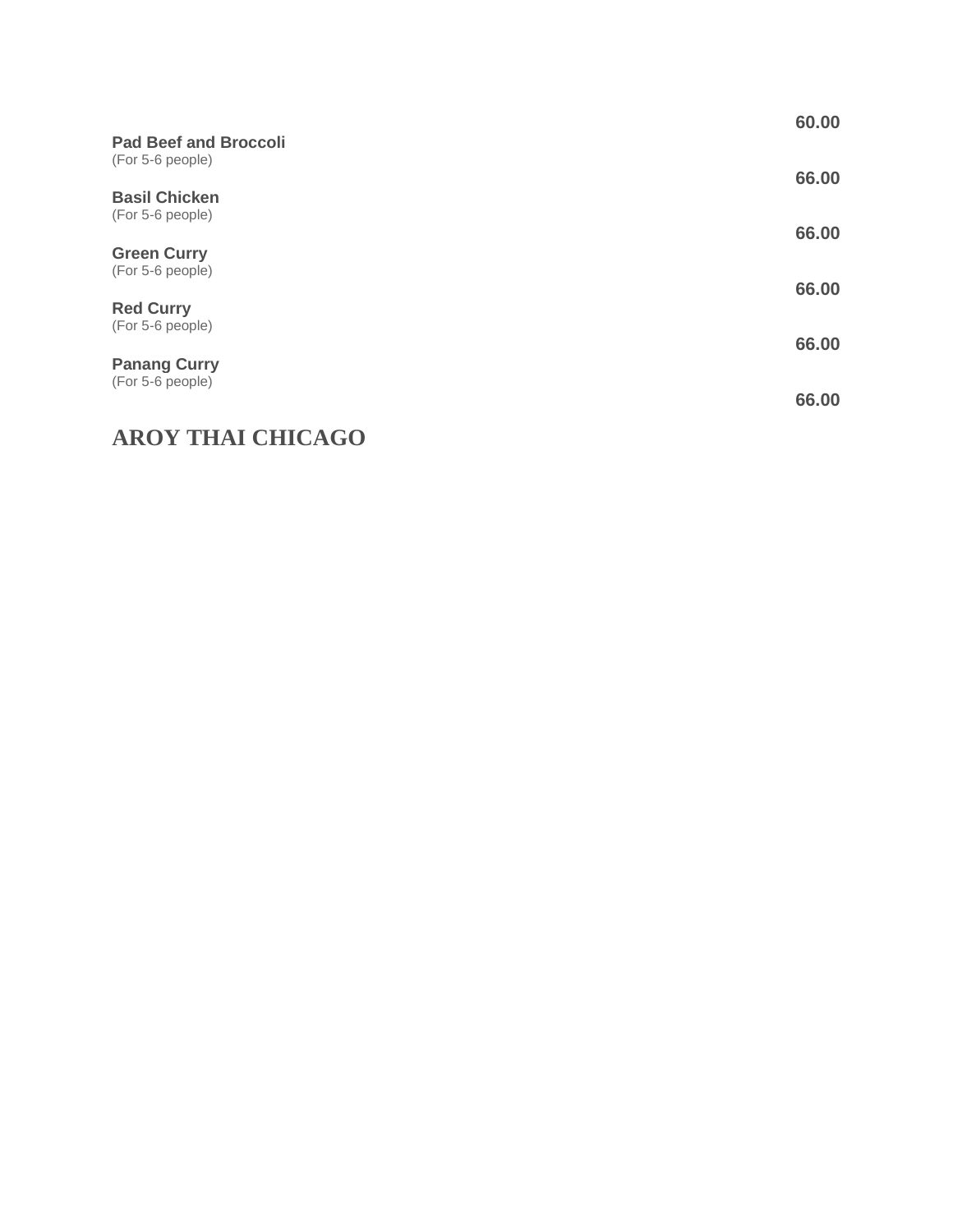60.00

**Pad Beef and Broccoli**
(For 5-6 people)

66.00

**Basil Chicken**
(For 5-6 people)

66.00

**Green Curry**
(For 5-6 people)

66.00

**Red Curry**
(For 5-6 people)

66.00

**Panang Curry**
(For 5-6 people)

66.00

## AROY THAI CHICAGO